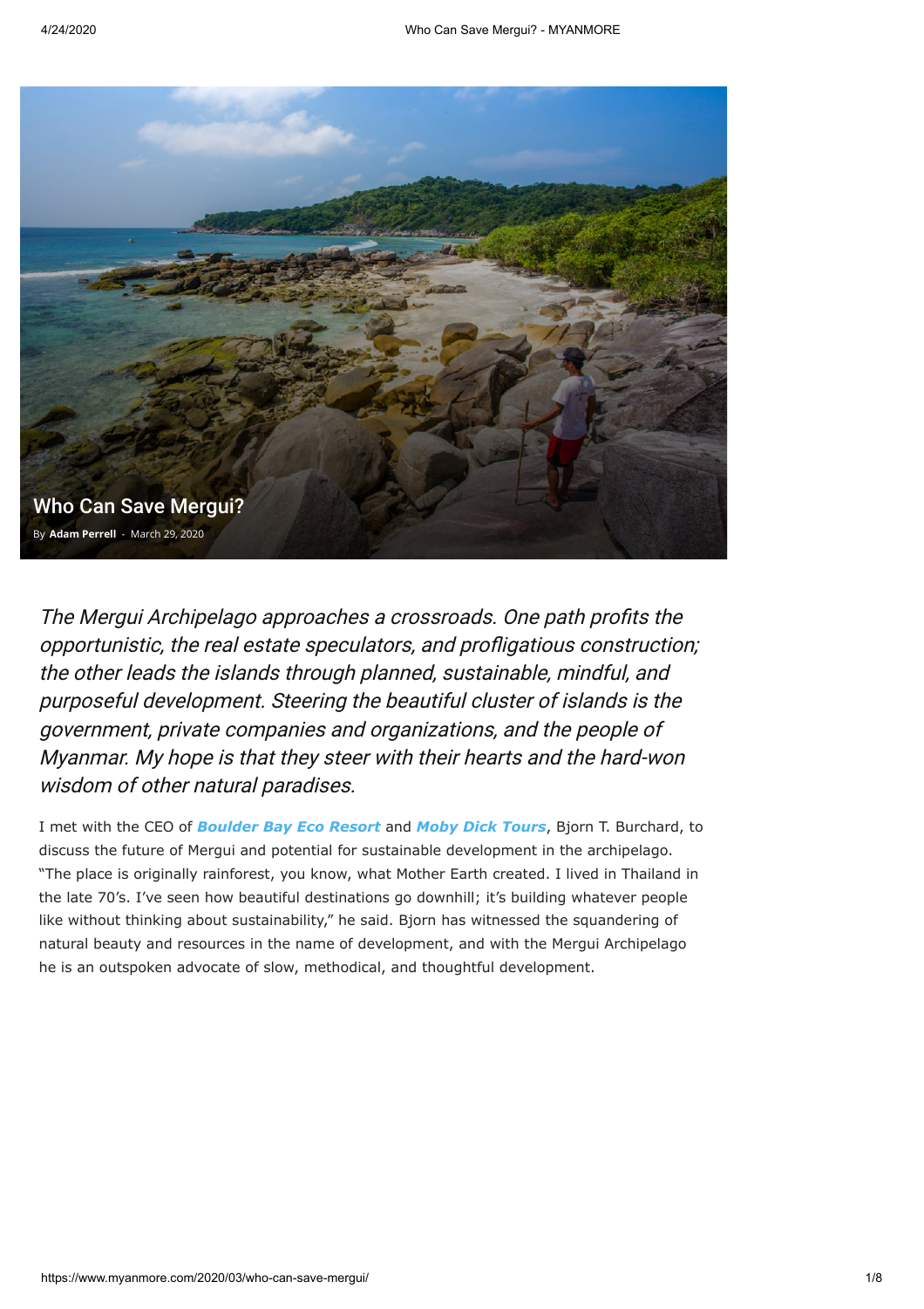# Who Can Save Mergui?

By **Adam Perrell** - March 29, 2020

*The Mergui Archipelago approaches a crossroads. One path profits the opportunistic, the real estate speculators, and profligatious construction; the other leads the islands through planned, sustainable, mindful, and purposeful development. Steering the beautiful cluster of islands is the government, private companies and organizations, and the people of Myanmar. My hope is that they steer with their hearts and the hard-won wisdom of other natural paradises.*

I met with the CEO of ***Boulder Bay Eco Resort*** and ***Moby Dick Tours***, Bjorn T. Burchard, to discuss the future of Mergui and potential for sustainable development in the archipelago. "The place is originally rainforest, you know, what Mother Earth created. I lived in Thailand in the late 70's. I've seen how beautiful destinations go downhill; it's building whatever people like without thinking about sustainability," he said. Bjorn has witnessed the squandering of natural beauty and resources in the name of development, and with the Mergui Archipelago he is an outspoken advocate of slow, methodical, and thoughtful development.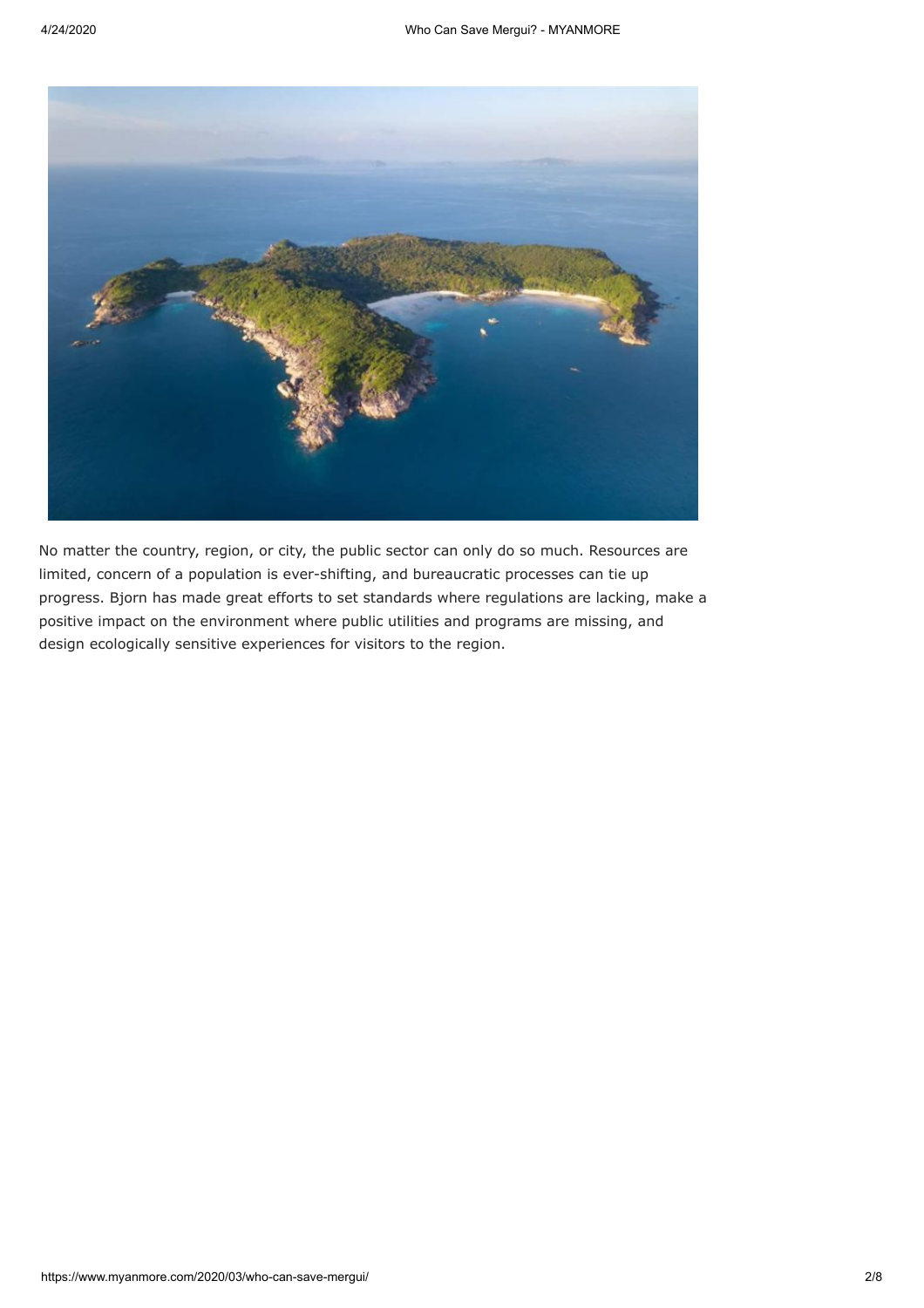No matter the country, region, or city, the public sector can only do so much. Resources are limited, concern of a population is ever-shifting, and bureaucratic processes can tie up progress. Bjorn has made great efforts to set standards where regulations are lacking, make a positive impact on the environment where public utilities and programs are missing, and design ecologically sensitive experiences for visitors to the region.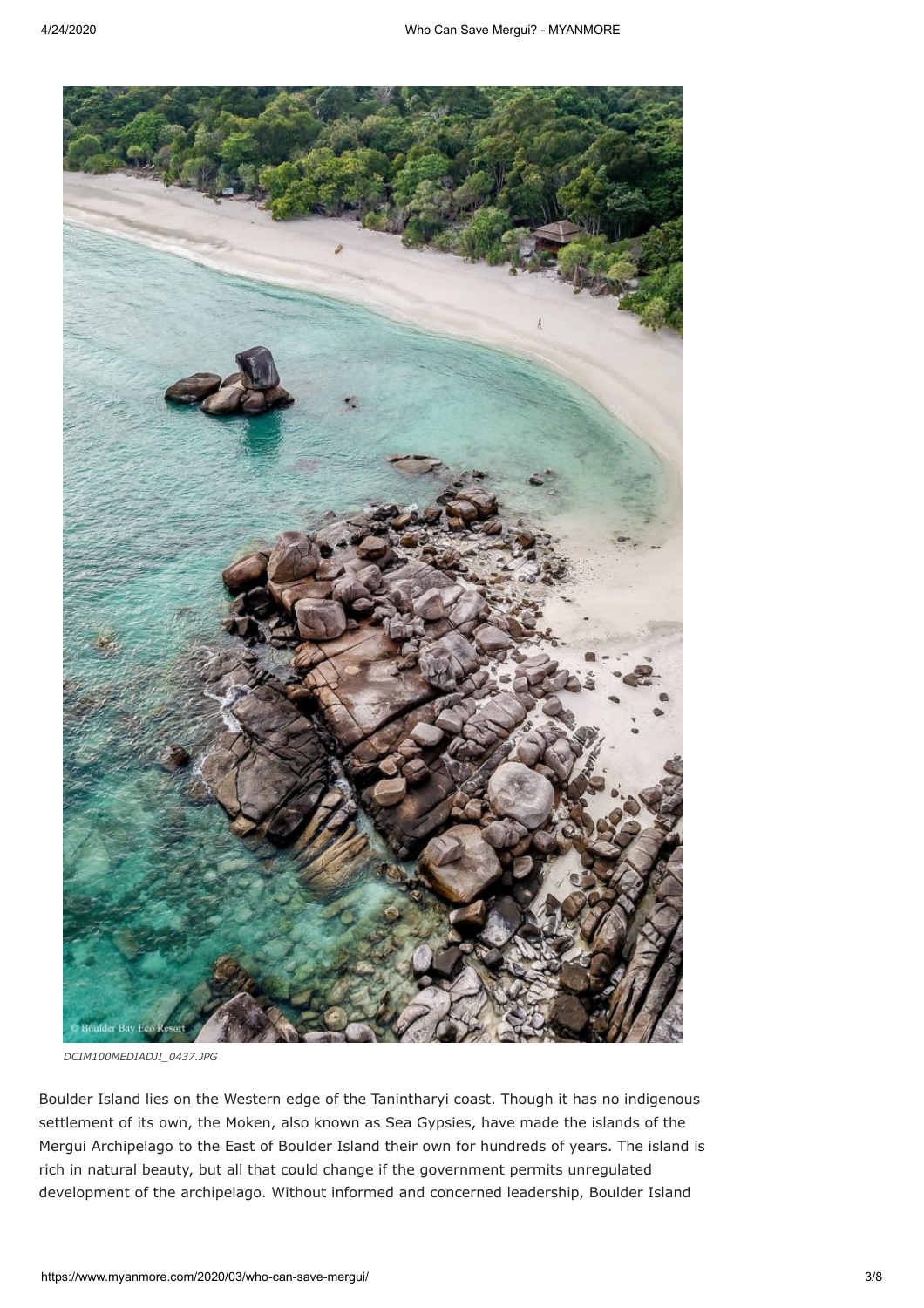*DCIM100MEDIADJI_0437.JPG*

Boulder Island lies on the Western edge of the Tanintharyi coast. Though it has no indigenous settlement of its own, the Moken, also known as Sea Gypsies, have made the islands of the Mergui Archipelago to the East of Boulder Island their own for hundreds of years. The island is rich in natural beauty, but all that could change if the government permits unregulated development of the archipelago. Without informed and concerned leadership, Boulder Island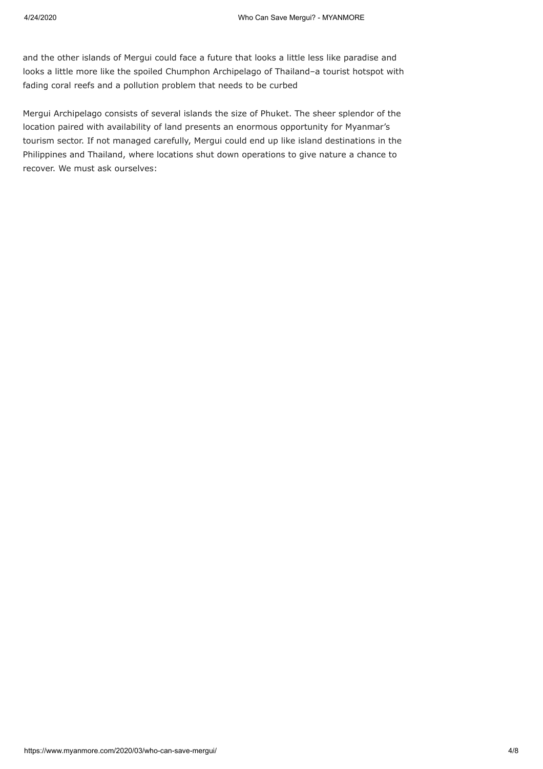and the other islands of Mergui could face a future that looks a little less like paradise and looks a little more like the spoiled Chumphon Archipelago of Thailand–a tourist hotspot with fading coral reefs and a pollution problem that needs to be curbed

Mergui Archipelago consists of several islands the size of Phuket. The sheer splendor of the location paired with availability of land presents an enormous opportunity for Myanmar's tourism sector. If not managed carefully, Mergui could end up like island destinations in the Philippines and Thailand, where locations shut down operations to give nature a chance to recover. We must ask ourselves: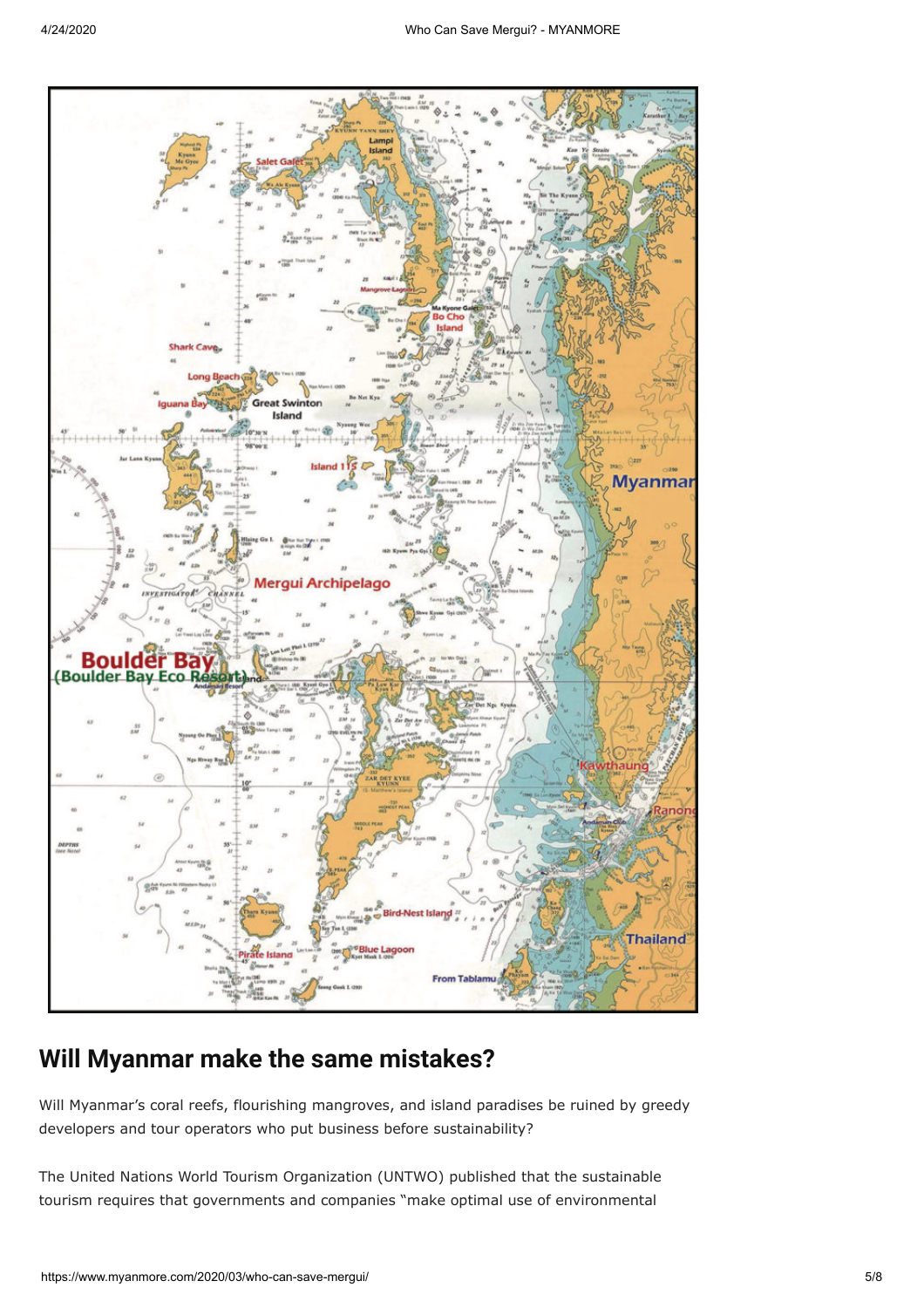## Will Myanmar make the same mistakes?

Will Myanmar's coral reefs, flourishing mangroves, and island paradises be ruined by greedy developers and tour operators who put business before sustainability?

The United Nations World Tourism Organization (UNTWO) published that the sustainable tourism requires that governments and companies "make optimal use of environmental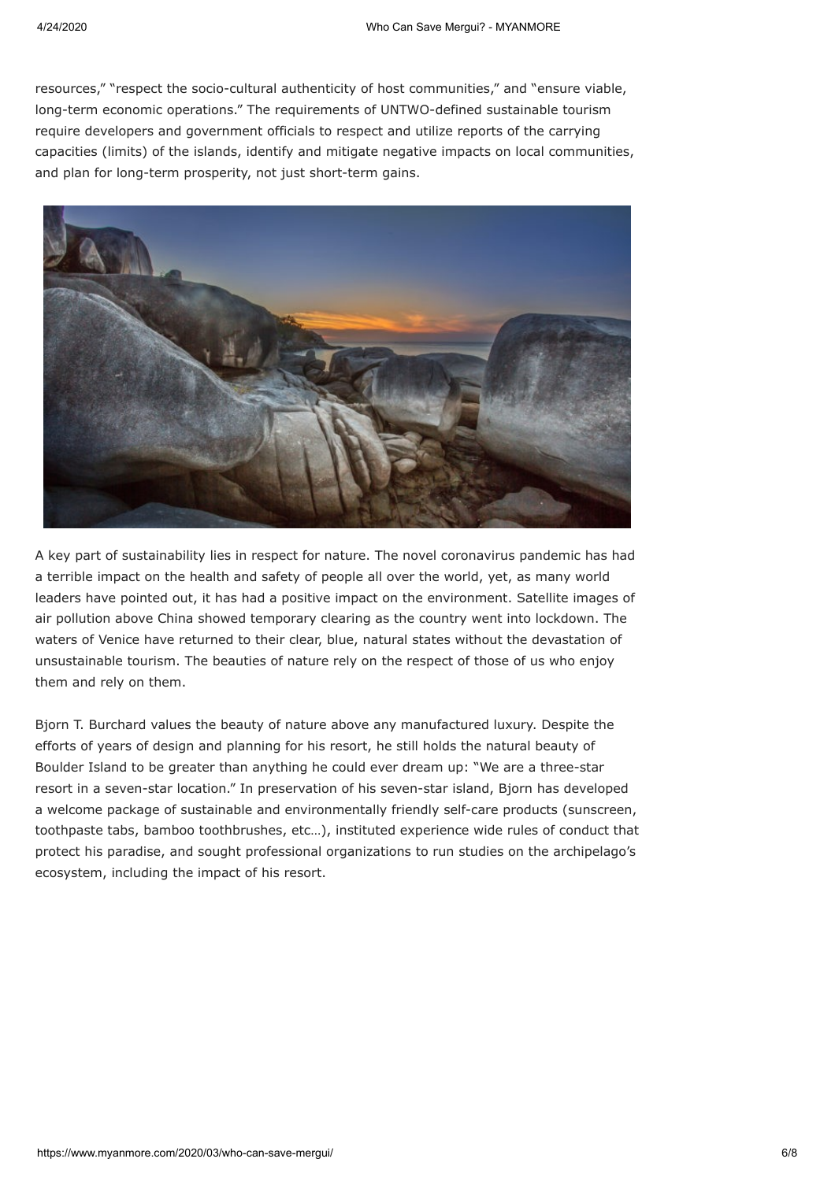resources," "respect the socio-cultural authenticity of host communities," and "ensure viable, long-term economic operations." The requirements of UNTWO-defined sustainable tourism require developers and government officials to respect and utilize reports of the carrying capacities (limits) of the islands, identify and mitigate negative impacts on local communities, and plan for long-term prosperity, not just short-term gains.

A key part of sustainability lies in respect for nature. The novel coronavirus pandemic has had a terrible impact on the health and safety of people all over the world, yet, as many world leaders have pointed out, it has had a positive impact on the environment. Satellite images of air pollution above China showed temporary clearing as the country went into lockdown. The waters of Venice have returned to their clear, blue, natural states without the devastation of unsustainable tourism. The beauties of nature rely on the respect of those of us who enjoy them and rely on them.

Bjorn T. Burchard values the beauty of nature above any manufactured luxury. Despite the efforts of years of design and planning for his resort, he still holds the natural beauty of Boulder Island to be greater than anything he could ever dream up: "We are a three-star resort in a seven-star location." In preservation of his seven-star island, Bjorn has developed a welcome package of sustainable and environmentally friendly self-care products (sunscreen, toothpaste tabs, bamboo toothbrushes, etc…), instituted experience wide rules of conduct that protect his paradise, and sought professional organizations to run studies on the archipelago's ecosystem, including the impact of his resort.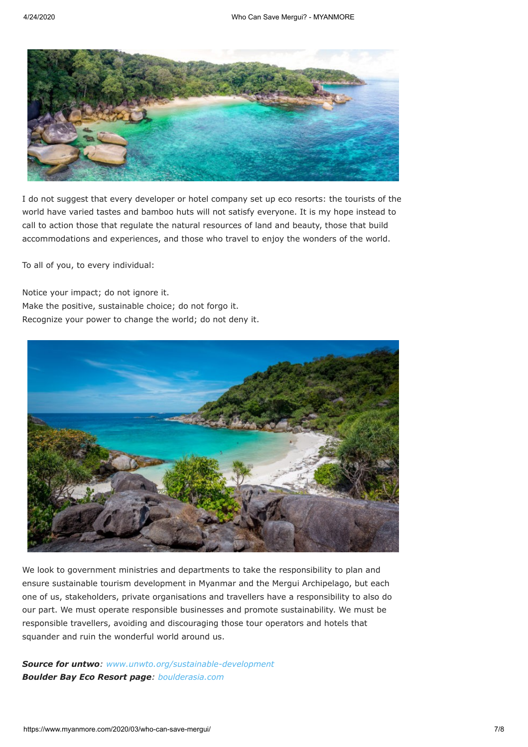I do not suggest that every developer or hotel company set up eco resorts: the tourists of the world have varied tastes and bamboo huts will not satisfy everyone. It is my hope instead to call to action those that regulate the natural resources of land and beauty, those that build accommodations and experiences, and those who travel to enjoy the wonders of the world.

To all of you, to every individual:

Notice your impact; do not ignore it.
Make the positive, sustainable choice; do not forgo it.
Recognize your power to change the world; do not deny it.

We look to government ministries and departments to take the responsibility to plan and ensure sustainable tourism development in Myanmar and the Mergui Archipelago, but each one of us, stakeholders, private organisations and travellers have a responsibility to also do our part. We must operate responsible businesses and promote sustainability. We must be responsible travellers, avoiding and discouraging those tour operators and hotels that squander and ruin the wonderful world around us.

***Source for untwo**: www.unwto.org/sustainable-development*
***Boulder Bay Eco Resort page**: boulderasia.com*